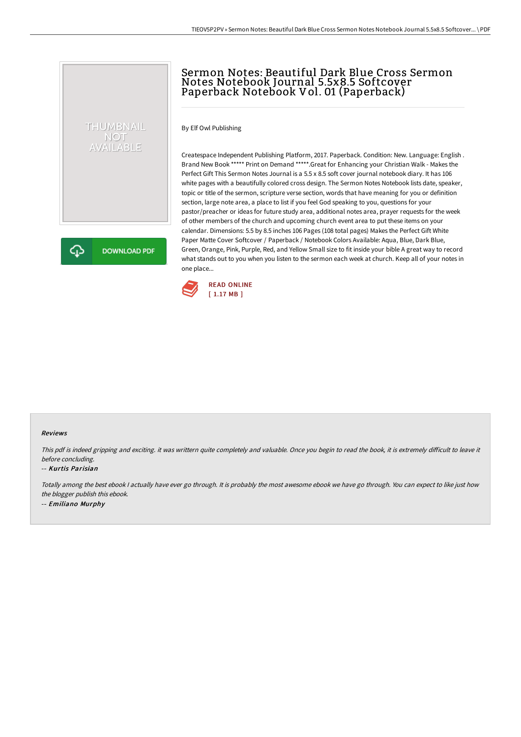# Sermon Notes: Beautiful Dark Blue Cross Sermon Notes Notebook Journal 5.5x8.5 Softcover Paperback Notebook Vol. 01 (Paperback)

By Elf Owl Publishing

Createspace Independent Publishing Platform, 2017. Paperback. Condition: New. Language: English . Brand New Book ***** Print on Demand *****.Great for Enhancing your Christian Walk - Makes the Perfect Gift This Sermon Notes Journal is a 5.5 x 8.5 soft cover journal notebook diary. It has 106 white pages with a beautifully colored cross design. The Sermon Notes Notebook lists date, speaker, topic or title of the sermon, scripture verse section, words that have meaning for you or definition section, large note area, a place to list if you feel God speaking to you, questions for your pastor/preacher or ideas for future study area, additional notes area, prayer requests for the week of other members of the church and upcoming church event area to put these items on your calendar. Dimensions: 5.5 by 8.5 inches 106 Pages (108 total pages) Makes the Perfect Gift White Paper Matte Cover Softcover / Paperback / Notebook Colors Available: Aqua, Blue, Dark Blue, Green, Orange, Pink, Purple, Red, and Yellow Small size to fit inside your bible A great way to record what stands out to you when you listen to the sermon each week at church. Keep all of your notes in one place...

READ ONLINE
[ 1.17 MB ]

DOWNLOAD PDF

### Reviews

*This pdf is indeed gripping and exciting. it was writtern quite completely and valuable. Once you begin to read the book, it is extremely difficult to leave it before concluding.*

-- ***Kurtis Parisian***

*Totally among the best ebook I actually have ever go through. It is probably the most awesome ebook we have go through. You can expect to like just how the blogger publish this ebook.*

-- ***Emiliano Murphy***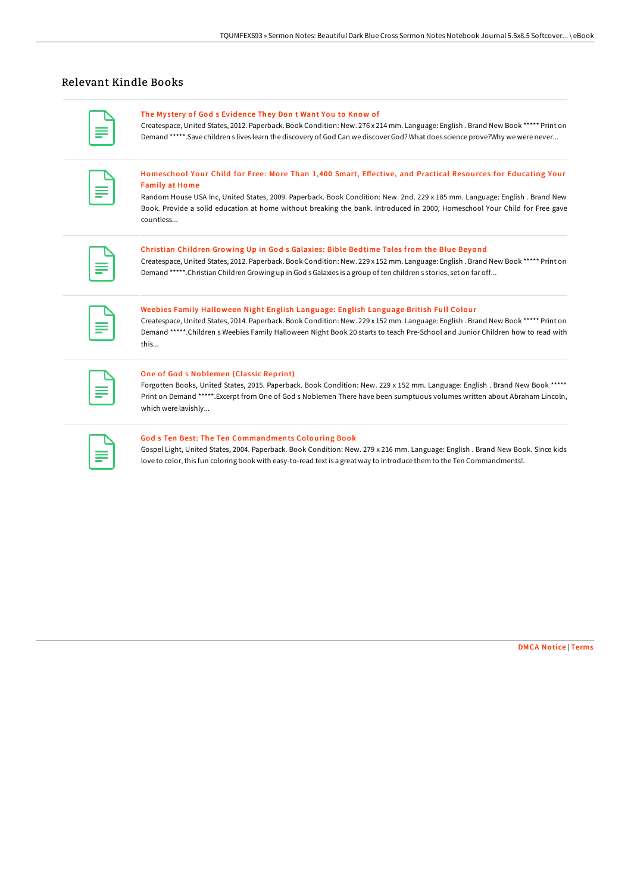## Relevant Kindle Books

### The Mystery of God s Evidence They Don t Want You to Know of

Createspace, United States, 2012. Paperback. Book Condition: New. 276 x 214 mm. Language: English . Brand New Book ***** Print on Demand *****.Save children s lives learn the discovery of God Can we discover God? What does science prove?Why we were never...

### Homeschool Your Child for Free: More Than 1,400 Smart, Effective, and Practical Resources for Educating Your Family at Home

Random House USA Inc, United States, 2009. Paperback. Book Condition: New. 2nd. 229 x 185 mm. Language: English . Brand New Book. Provide a solid education at home without breaking the bank. Introduced in 2000, Homeschool Your Child for Free gave countless...

### Christian Children Growing Up in God s Galaxies: Bible Bedtime Tales from the Blue Beyond

Createspace, United States, 2012. Paperback. Book Condition: New. 229 x 152 mm. Language: English . Brand New Book ***** Print on Demand *****.Christian Children Growing up in God s Galaxies is a group of ten children s stories, set on far off...

### Weebies Family Halloween Night English Language: English Language British Full Colour

Createspace, United States, 2014. Paperback. Book Condition: New. 229 x 152 mm. Language: English . Brand New Book ***** Print on Demand *****.Children s Weebies Family Halloween Night Book 20 starts to teach Pre-School and Junior Children how to read with this...

### One of God s Noblemen (Classic Reprint)

Forgotten Books, United States, 2015. Paperback. Book Condition: New. 229 x 152 mm. Language: English . Brand New Book ***** Print on Demand *****.Excerpt from One of God s Noblemen There have been sumptuous volumes written about Abraham Lincoln, which were lavishly...

### God s Ten Best: The Ten Commandments Colouring Book

Gospel Light, United States, 2004. Paperback. Book Condition: New. 279 x 216 mm. Language: English . Brand New Book. Since kids love to color, this fun coloring book with easy-to-read text is a great way to introduce them to the Ten Commandments!.

DMCA Notice | Terms